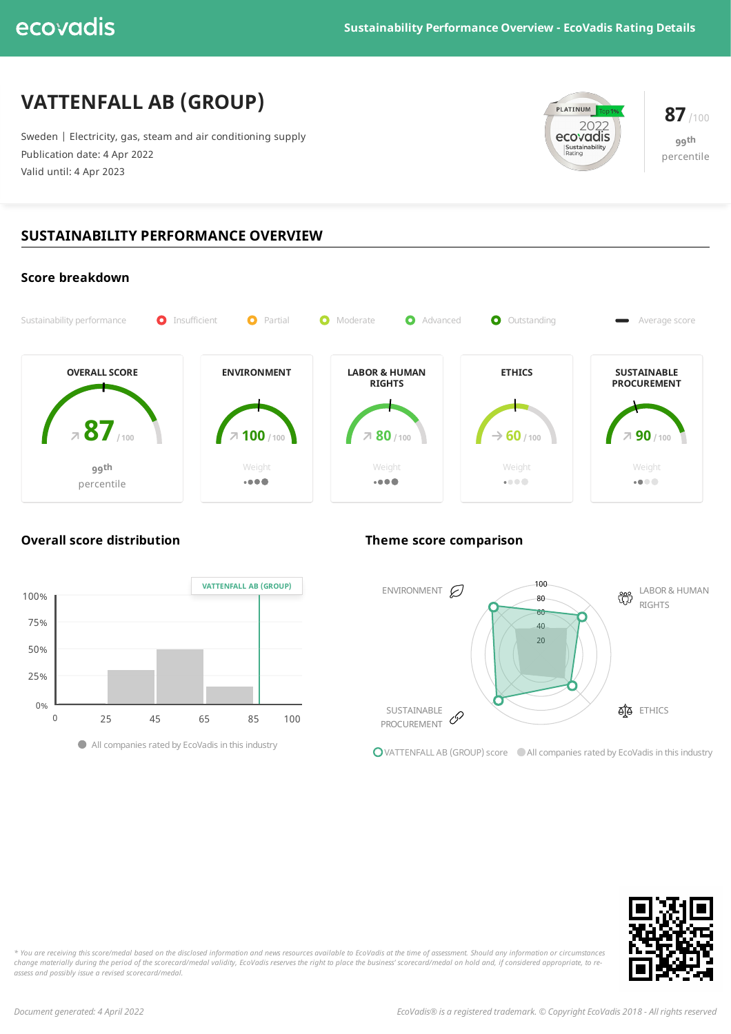ecovadis

Sustainability Performance Overview - EcoVadis Rating Details

# VATTENFALL AB (GROUP)

Sweden | Electricity, gas, steam and air conditioning supply
Publication date: 4 Apr 2022
Valid until: 4 Apr 2023

PLATINUM Top 1% 2022 ecovadis Sustainability Rating

**87** /100
99th percentile

## SUSTAINABILITY PERFORMANCE OVERVIEW

### Score breakdown

Sustainability performance: Insufficient | Partial | Moderate | Advanced | Outstanding | Average score

| OVERALL SCORE | ENVIRONMENT | LABOR & HUMAN RIGHTS | ETHICS | SUSTAINABLE PROCUREMENT |
|---|---|---|---|---|
| 87 /100 | 100 /100 | 80 /100 | 60 /100 | 90 /100 |
| 99th percentile | Weight ●●●● | Weight ●●●● | Weight ●●●● | Weight ●●●● |

### Overall score distribution

VATTENFALL AB (GROUP)

All companies rated by EcoVadis in this industry

### Theme score comparison

ENVIRONMENT | LABOR & HUMAN RIGHTS | ETHICS | SUSTAINABLE PROCUREMENT

VATTENFALL AB (GROUP) score | All companies rated by EcoVadis in this industry

*\* You are receiving this score/medal based on the disclosed information and news resources available to EcoVadis at the time of assessment. Should any information or circumstances change materially during the period of the scorecard/medal validity, EcoVadis reserves the right to place the business' scorecard/medal on hold and, if considered appropriate, to re-assess and possibly issue a revised scorecard/medal.*

*Document generated: 4 April 2022*

*EcoVadis® is a registered trademark. © Copyright EcoVadis 2018 - All rights reserved*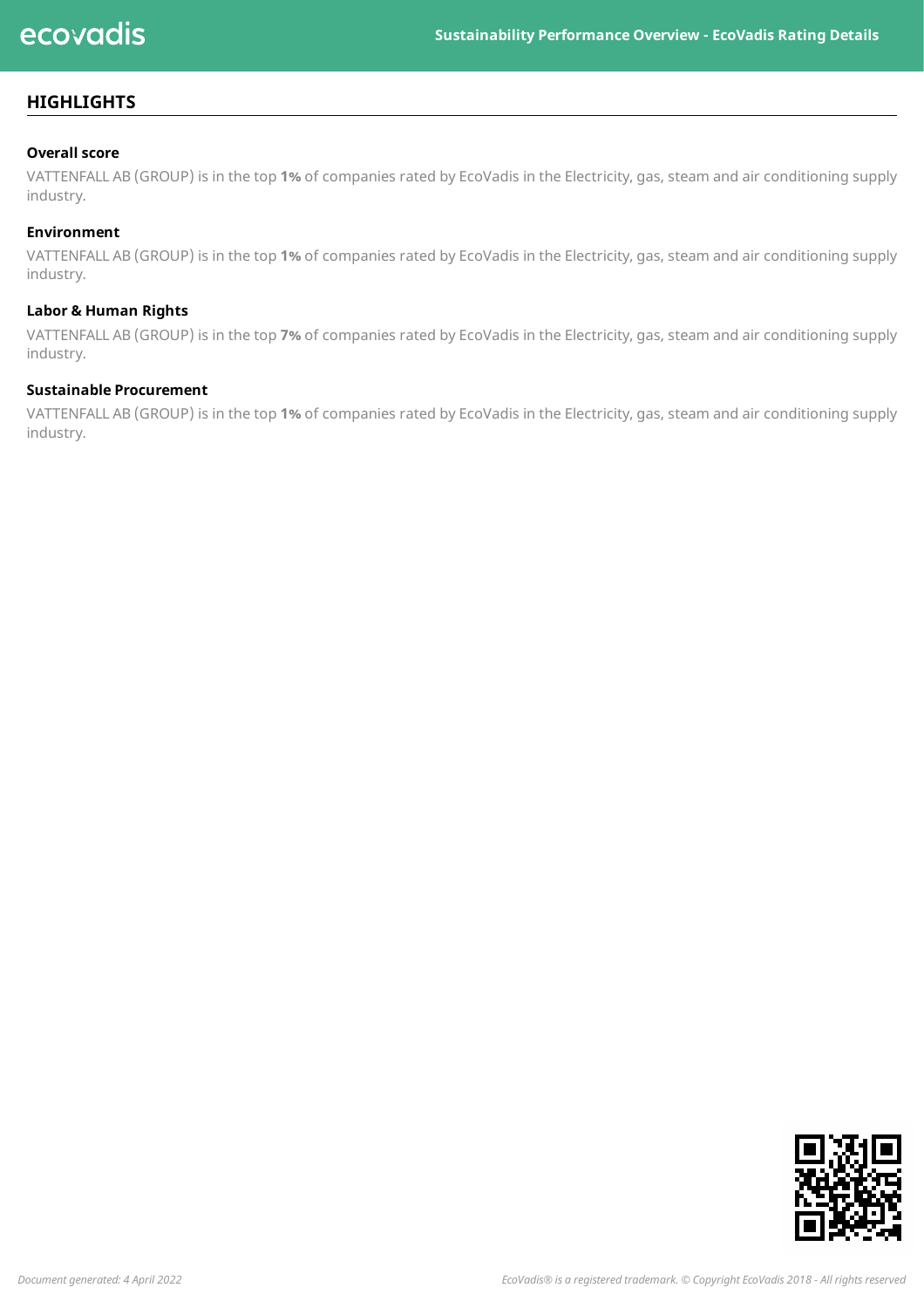## HIGHLIGHTS

### Overall score

VATTENFALL AB (GROUP) is in the top **1%** of companies rated by EcoVadis in the Electricity, gas, steam and air conditioning supply industry.

### Environment

VATTENFALL AB (GROUP) is in the top **1%** of companies rated by EcoVadis in the Electricity, gas, steam and air conditioning supply industry.

### Labor & Human Rights

VATTENFALL AB (GROUP) is in the top **7%** of companies rated by EcoVadis in the Electricity, gas, steam and air conditioning supply industry.

### Sustainable Procurement

VATTENFALL AB (GROUP) is in the top **1%** of companies rated by EcoVadis in the Electricity, gas, steam and air conditioning supply industry.